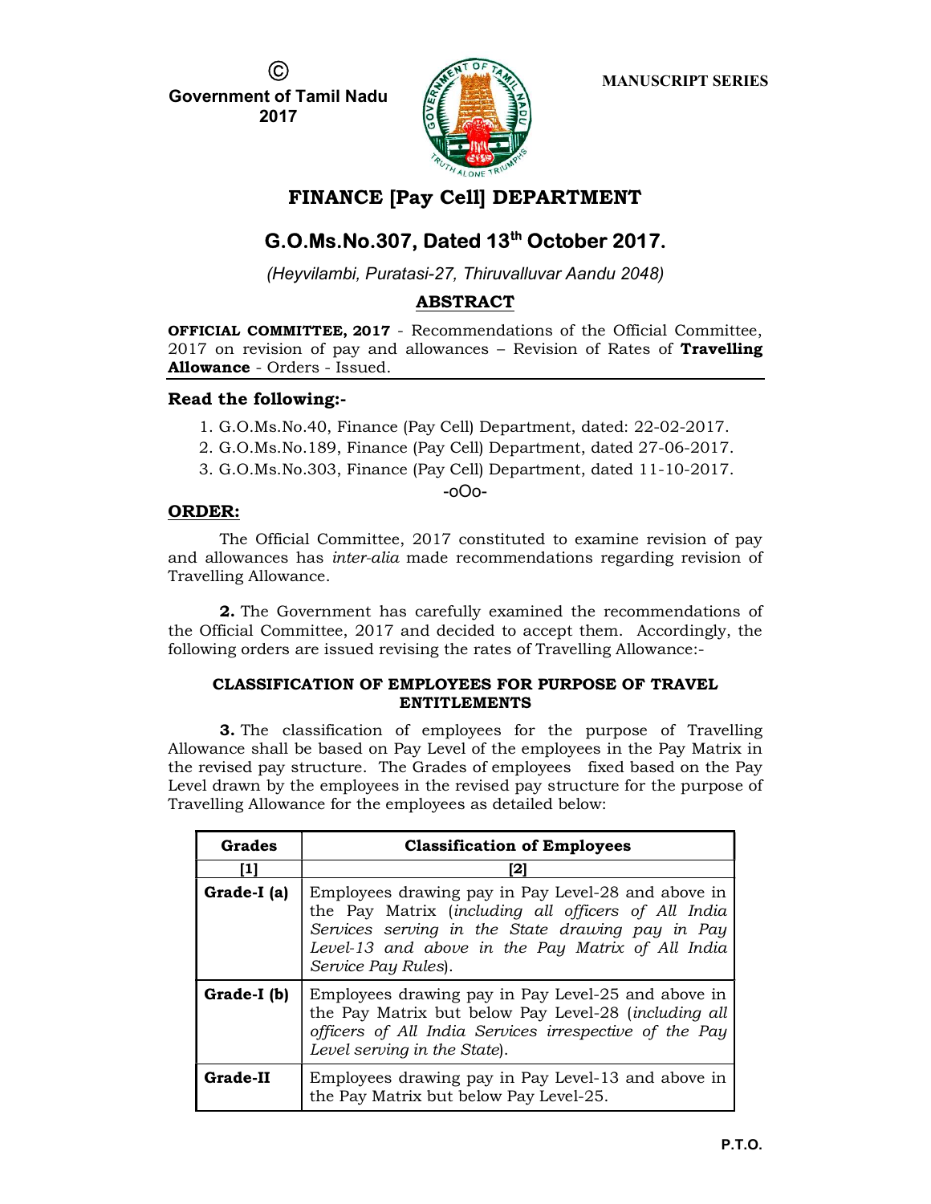©
Government of Tamil Nadu
2017

MANUSCRIPT SERIES

# FINANCE [Pay Cell] DEPARTMENT

## G.O.Ms.No.307, Dated 13th October 2017.

*(Heyvilambi, Puratasi-27, Thiruvalluvar Aandu 2048)*

## ABSTRACT

**OFFICIAL COMMITTEE, 2017** - Recommendations of the Official Committee, 2017 on revision of pay and allowances – Revision of Rates of **Travelling Allowance** - Orders - Issued.

### Read the following:-

1. G.O.Ms.No.40, Finance (Pay Cell) Department, dated: 22-02-2017.
2. G.O.Ms.No.189, Finance (Pay Cell) Department, dated 27-06-2017.
3. G.O.Ms.No.303, Finance (Pay Cell) Department, dated 11-10-2017.

-oOo-

### ORDER:

The Official Committee, 2017 constituted to examine revision of pay and allowances has *inter-alia* made recommendations regarding revision of Travelling Allowance.

**2.** The Government has carefully examined the recommendations of the Official Committee, 2017 and decided to accept them. Accordingly, the following orders are issued revising the rates of Travelling Allowance:-

#### CLASSIFICATION OF EMPLOYEES FOR PURPOSE OF TRAVEL ENTITLEMENTS

**3.** The classification of employees for the purpose of Travelling Allowance shall be based on Pay Level of the employees in the Pay Matrix in the revised pay structure. The Grades of employees fixed based on the Pay Level drawn by the employees in the revised pay structure for the purpose of Travelling Allowance for the employees as detailed below:

| Grades | Classification of Employees |
|---|---|
| [1] | [2] |
| **Grade-I (a)** | Employees drawing pay in Pay Level-28 and above in the Pay Matrix (*including all officers of All India Services serving in the State drawing pay in Pay Level-13 and above in the Pay Matrix of All India Service Pay Rules*). |
| **Grade-I (b)** | Employees drawing pay in Pay Level-25 and above in the Pay Matrix but below Pay Level-28 (*including all officers of All India Services irrespective of the Pay Level serving in the State*). |
| **Grade-II** | Employees drawing pay in Pay Level-13 and above in the Pay Matrix but below Pay Level-25. |

P.T.O.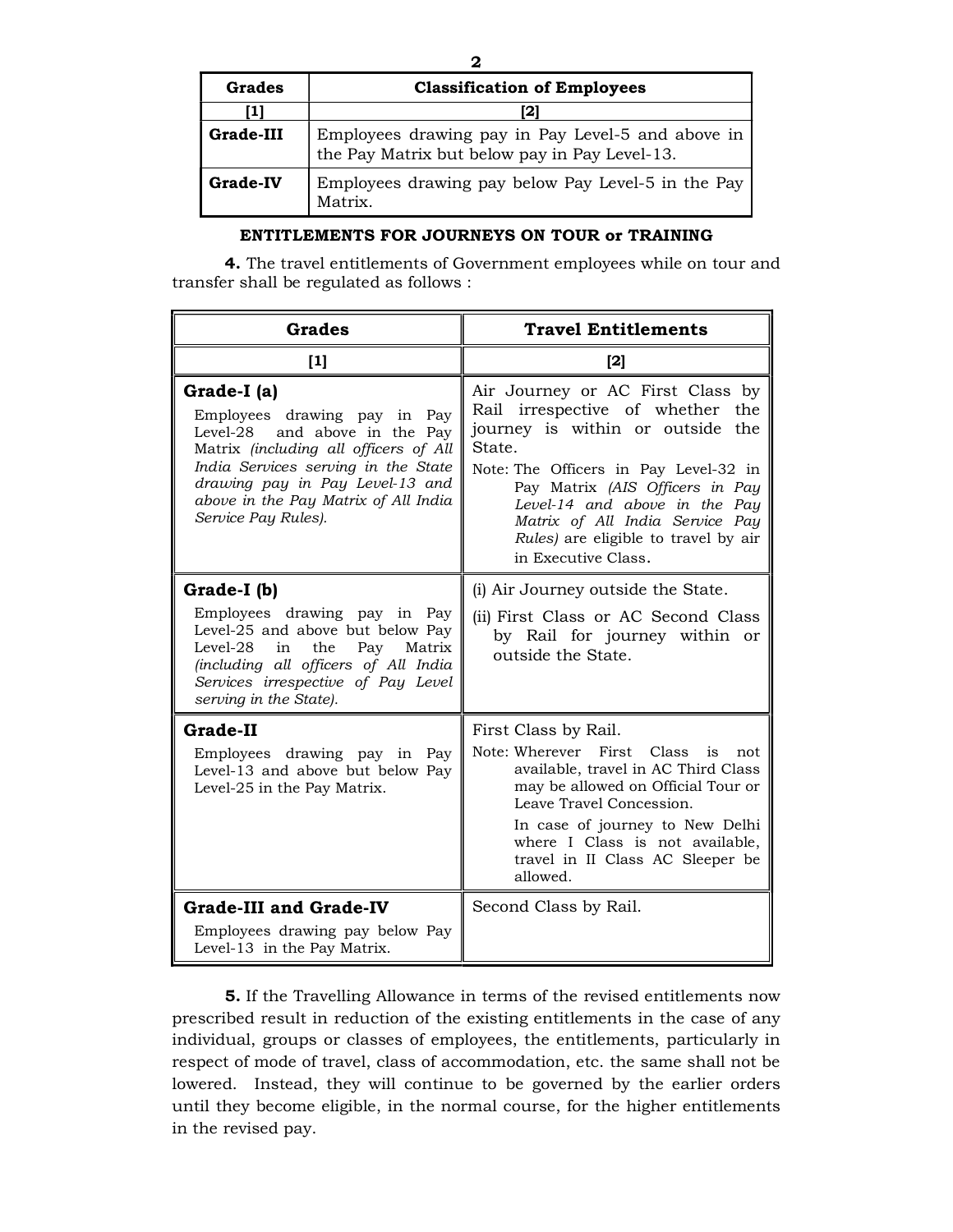| Grades | Classification of Employees |
|---|---|
| [1] | [2] |
| **Grade-III** | Employees drawing pay in Pay Level-5 and above in the Pay Matrix but below pay in Pay Level-13. |
| **Grade-IV** | Employees drawing pay below Pay Level-5 in the Pay Matrix. |

**ENTITLEMENTS FOR JOURNEYS ON TOUR or TRAINING**

**4.** The travel entitlements of Government employees while on tour and transfer shall be regulated as follows :

| Grades | Travel Entitlements |
|---|---|
| [1] | [2] |
| **Grade-I (a)**<br>Employees drawing pay in Pay Level-28 and above in the Pay Matrix *(including all officers of All India Services serving in the State drawing pay in Pay Level-13 and above in the Pay Matrix of All India Service Pay Rules).* | Air Journey or AC First Class by Rail irrespective of whether the journey is within or outside the State.<br>Note: The Officers in Pay Level-32 in Pay Matrix *(AIS Officers in Pay Level-14 and above in the Pay Matrix of All India Service Pay Rules)* are eligible to travel by air in Executive Class. |
| **Grade-I (b)**<br>Employees drawing pay in Pay Level-25 and above but below Pay Level-28 in the Pay Matrix *(including all officers of All India Services irrespective of Pay Level serving in the State).* | (i) Air Journey outside the State.<br>(ii) First Class or AC Second Class by Rail for journey within or outside the State. |
| **Grade-II**<br>Employees drawing pay in Pay Level-13 and above but below Pay Level-25 in the Pay Matrix. | First Class by Rail.<br>Note: Wherever First Class is not available, travel in AC Third Class may be allowed on Official Tour or Leave Travel Concession.<br>In case of journey to New Delhi where I Class is not available, travel in II Class AC Sleeper be allowed. |
| **Grade-III and Grade-IV**<br>Employees drawing pay below Pay Level-13 in the Pay Matrix. | Second Class by Rail. |

**5.** If the Travelling Allowance in terms of the revised entitlements now prescribed result in reduction of the existing entitlements in the case of any individual, groups or classes of employees, the entitlements, particularly in respect of mode of travel, class of accommodation, etc. the same shall not be lowered. Instead, they will continue to be governed by the earlier orders until they become eligible, in the normal course, for the higher entitlements in the revised pay.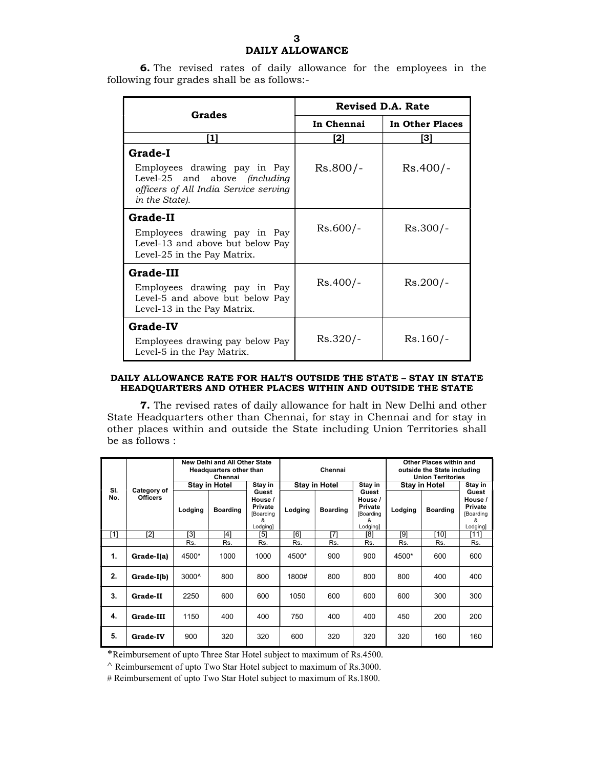## DAILY ALLOWANCE

**6.** The revised rates of daily allowance for the employees in the following four grades shall be as follows:-

| Grades | Revised D.A. Rate | |
|---|---|---|
| | In Chennai | In Other Places |
| [1] | [2] | [3] |
| **Grade-I**<br>Employees drawing pay in Pay Level-25 and above *(including officers of All India Service serving in the State).* | Rs.800/- | Rs.400/- |
| **Grade-II**<br>Employees drawing pay in Pay Level-13 and above but below Pay Level-25 in the Pay Matrix. | Rs.600/- | Rs.300/- |
| **Grade-III**<br>Employees drawing pay in Pay Level-5 and above but below Pay Level-13 in the Pay Matrix. | Rs.400/- | Rs.200/- |
| **Grade-IV**<br>Employees drawing pay below Pay Level-5 in the Pay Matrix. | Rs.320/- | Rs.160/- |

### DAILY ALLOWANCE RATE FOR HALTS OUTSIDE THE STATE – STAY IN STATE HEADQUARTERS AND OTHER PLACES WITHIN AND OUTSIDE THE STATE

**7.** The revised rates of daily allowance for halt in New Delhi and other State Headquarters other than Chennai, for stay in Chennai and for stay in other places within and outside the State including Union Territories shall be as follows :

| Sl. No. | Category of Officers | New Delhi and All Other State Headquarters other than Chennai | | | Chennai | | | Other Places within and outside the State including Union Territories | | |
|---|---|---|---|---|---|---|---|---|---|---|
| | | Stay in Hotel | | Stay in Guest House / Private [Boarding & Lodging] | Stay in Hotel | | Stay in Guest House / Private [Boarding & Lodging] | Stay in Hotel | | Stay in Guest House / Private [Boarding & Lodging] |
| | | Lodging | Boarding | | Lodging | Boarding | | Lodging | Boarding | |
| [1] | [2] | [3] | [4] | [5] | [6] | [7] | [8] | [9] | [10] | [11] |
| | | Rs. | Rs. | Rs. | Rs. | Rs. | Rs. | Rs. | Rs. | Rs. |
| **1.** | **Grade-I(a)** | 4500* | 1000 | 1000 | 4500* | 900 | 900 | 4500* | 600 | 600 |
| **2.** | **Grade-I(b)** | 3000^ | 800 | 800 | 1800# | 800 | 800 | 800 | 400 | 400 |
| **3.** | **Grade-II** | 2250 | 600 | 600 | 1050 | 600 | 600 | 600 | 300 | 300 |
| **4.** | **Grade-III** | 1150 | 400 | 400 | 750 | 400 | 400 | 450 | 200 | 200 |
| **5.** | **Grade-IV** | 900 | 320 | 320 | 600 | 320 | 320 | 320 | 160 | 160 |

*Reimbursement of upto Three Star Hotel subject to maximum of Rs.4500.

^ Reimbursement of upto Two Star Hotel subject to maximum of Rs.3000.

# Reimbursement of upto Two Star Hotel subject to maximum of Rs.1800.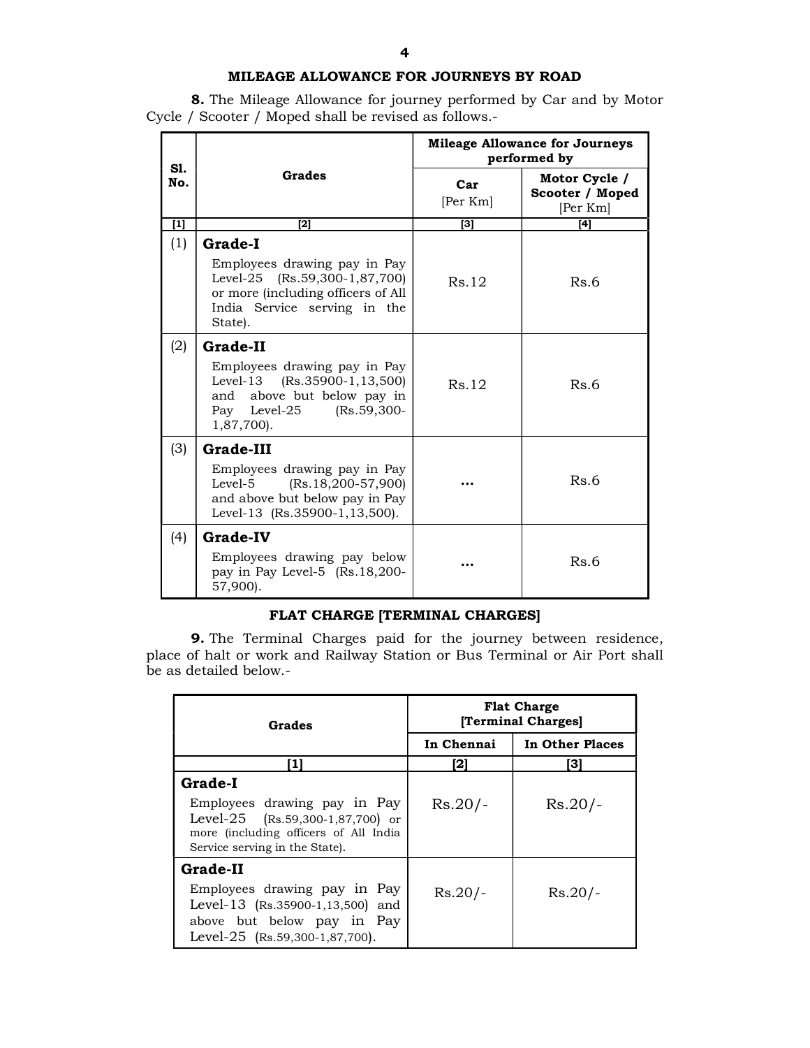## MILEAGE ALLOWANCE FOR JOURNEYS BY ROAD

**8.** The Mileage Allowance for journey performed by Car and by Motor Cycle / Scooter / Moped shall be revised as follows.-

| Sl. No. | Grades | Mileage Allowance for Journeys performed by | |
|---|---|---|---|
| | | Car [Per Km] | Motor Cycle / Scooter / Moped [Per Km] |
| [1] | [2] | [3] | [4] |
| (1) | **Grade-I** Employees drawing pay in Pay Level-25 (Rs.59,300-1,87,700) or more (including officers of All India Service serving in the State). | Rs.12 | Rs.6 |
| (2) | **Grade-II** Employees drawing pay in Pay Level-13 (Rs.35900-1,13,500) and above but below pay in Pay Level-25 (Rs.59,300-1,87,700). | Rs.12 | Rs.6 |
| (3) | **Grade-III** Employees drawing pay in Pay Level-5 (Rs.18,200-57,900) and above but below pay in Pay Level-13 (Rs.35900-1,13,500). | ... | Rs.6 |
| (4) | **Grade-IV** Employees drawing pay below pay in Pay Level-5 (Rs.18,200-57,900). | ... | Rs.6 |

## FLAT CHARGE [TERMINAL CHARGES]

**9.** The Terminal Charges paid for the journey between residence, place of halt or work and Railway Station or Bus Terminal or Air Port shall be as detailed below.-

| Grades | Flat Charge [Terminal Charges] | |
|---|---|---|
| | In Chennai | In Other Places |
| [1] | [2] | [3] |
| **Grade-I** Employees drawing pay in Pay Level-25 (Rs.59,300-1,87,700) or more (including officers of All India Service serving in the State). | Rs.20/- | Rs.20/- |
| **Grade-II** Employees drawing pay in Pay Level-13 (Rs.35900-1,13,500) and above but below pay in Pay Level-25 (Rs.59,300-1,87,700). | Rs.20/- | Rs.20/- |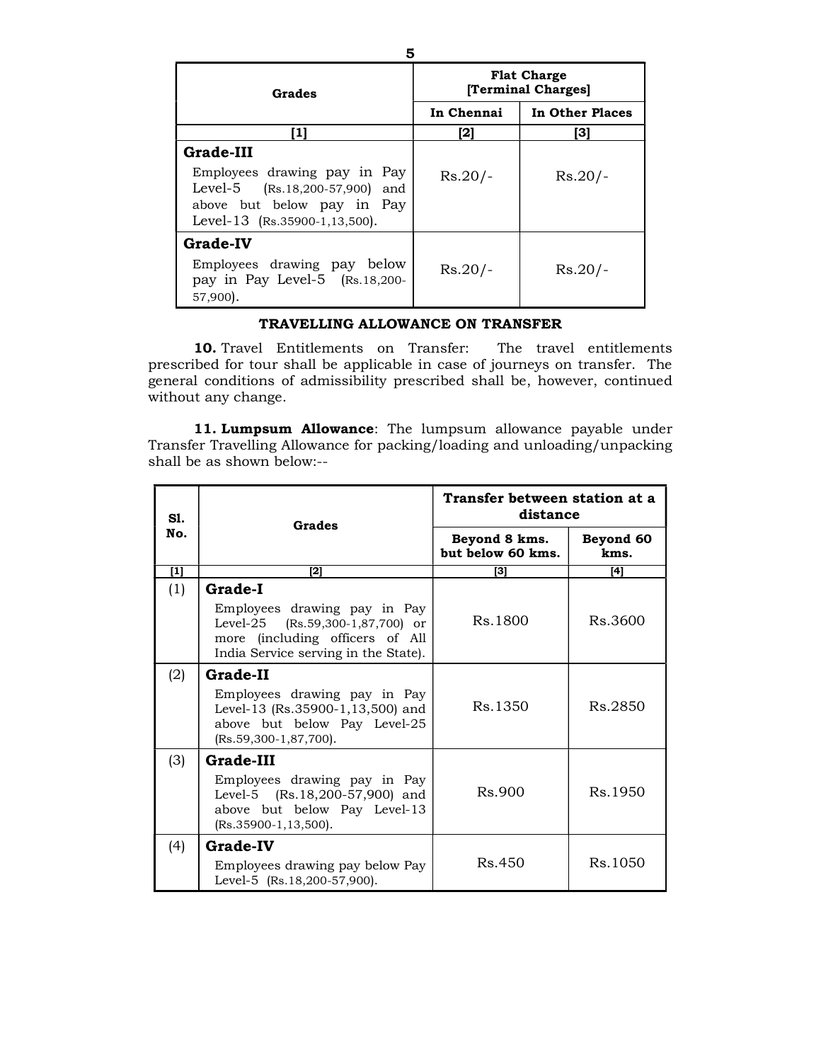| Grades | Flat Charge [Terminal Charges] | |
|---|---|---|
| | In Chennai | In Other Places |
| [1] | [2] | [3] |
| **Grade-III** Employees drawing pay in Pay Level-5 (Rs.18,200-57,900) and above but below pay in Pay Level-13 (Rs.35900-1,13,500). | Rs.20/- | Rs.20/- |
| **Grade-IV** Employees drawing pay below pay in Pay Level-5 (Rs.18,200-57,900). | Rs.20/- | Rs.20/- |

**TRAVELLING ALLOWANCE ON TRANSFER**

**10.** Travel Entitlements on Transfer: The travel entitlements prescribed for tour shall be applicable in case of journeys on transfer. The general conditions of admissibility prescribed shall be, however, continued without any change.

**11. Lumpsum Allowance**: The lumpsum allowance payable under Transfer Travelling Allowance for packing/loading and unloading/unpacking shall be as shown below:--

| Sl. No. | Grades | Transfer between station at a distance | |
|---|---|---|---|
| | | Beyond 8 kms. but below 60 kms. | Beyond 60 kms. |
| [1] | [2] | [3] | [4] |
| (1) | **Grade-I** Employees drawing pay in Pay Level-25 (Rs.59,300-1,87,700) or more (including officers of All India Service serving in the State). | Rs.1800 | Rs.3600 |
| (2) | **Grade-II** Employees drawing pay in Pay Level-13 (Rs.35900-1,13,500) and above but below Pay Level-25 (Rs.59,300-1,87,700). | Rs.1350 | Rs.2850 |
| (3) | **Grade-III** Employees drawing pay in Pay Level-5 (Rs.18,200-57,900) and above but below Pay Level-13 (Rs.35900-1,13,500). | Rs.900 | Rs.1950 |
| (4) | **Grade-IV** Employees drawing pay below Pay Level-5 (Rs.18,200-57,900). | Rs.450 | Rs.1050 |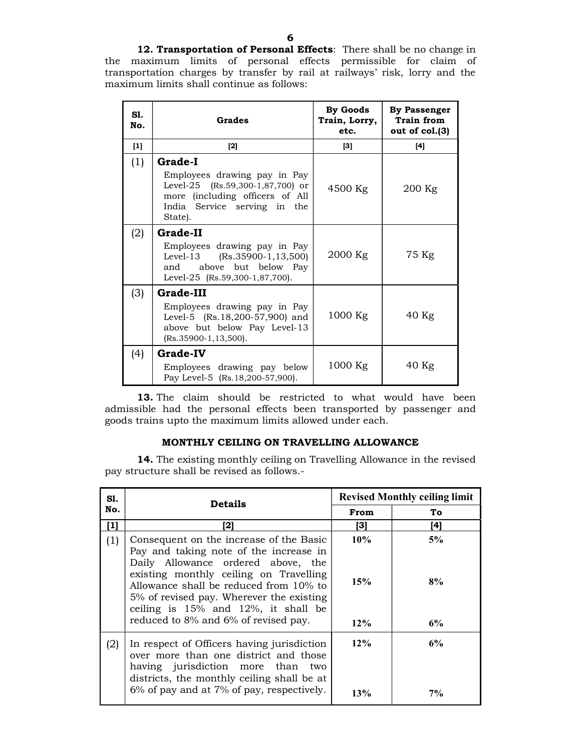**12. Transportation of Personal Effects**: There shall be no change in the maximum limits of personal effects permissible for claim of transportation charges by transfer by rail at railways' risk, lorry and the maximum limits shall continue as follows:

| Sl. No. | Grades | By Goods Train, Lorry, etc. | By Passenger Train from out of col.(3) |
|---|---|---|---|
| [1] | [2] | [3] | [4] |
| (1) | **Grade-I** Employees drawing pay in Pay Level-25 (Rs.59,300-1,87,700) or more (including officers of All India Service serving in the State). | 4500 Kg | 200 Kg |
| (2) | **Grade-II** Employees drawing pay in Pay Level-13 (Rs.35900-1,13,500) and above but below Pay Level-25 (Rs.59,300-1,87,700). | 2000 Kg | 75 Kg |
| (3) | **Grade-III** Employees drawing pay in Pay Level-5 (Rs.18,200-57,900) and above but below Pay Level-13 (Rs.35900-1,13,500). | 1000 Kg | 40 Kg |
| (4) | **Grade-IV** Employees drawing pay below Pay Level-5 (Rs.18,200-57,900). | 1000 Kg | 40 Kg |

**13.** The claim should be restricted to what would have been admissible had the personal effects been transported by passenger and goods trains upto the maximum limits allowed under each.

### MONTHLY CEILING ON TRAVELLING ALLOWANCE

**14.** The existing monthly ceiling on Travelling Allowance in the revised pay structure shall be revised as follows.-

| Sl. No. | Details | Revised Monthly ceiling limit | |
|---|---|---|---|
| | | From | To |
| [1] | [2] | [3] | [4] |
| (1) | Consequent on the increase of the Basic Pay and taking note of the increase in Daily Allowance ordered above, the existing monthly ceiling on Travelling Allowance shall be reduced from 10% to 5% of revised pay. Wherever the existing ceiling is 15% and 12%, it shall be reduced to 8% and 6% of revised pay. | 10%<br>15%<br>12% | 5%<br>8%<br>6% |
| (2) | In respect of Officers having jurisdiction over more than one district and those having jurisdiction more than two districts, the monthly ceiling shall be at 6% of pay and at 7% of pay, respectively. | 12%<br>13% | 6%<br>7% |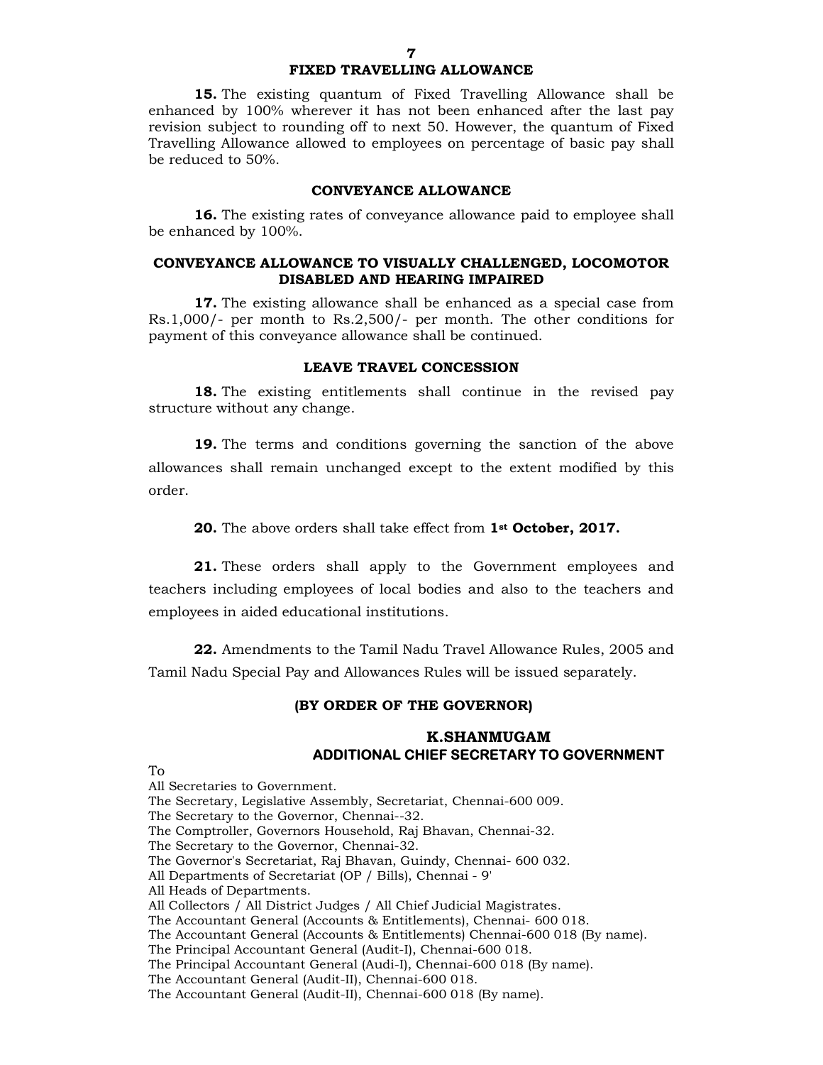## FIXED TRAVELLING ALLOWANCE

**15.** The existing quantum of Fixed Travelling Allowance shall be enhanced by 100% wherever it has not been enhanced after the last pay revision subject to rounding off to next 50. However, the quantum of Fixed Travelling Allowance allowed to employees on percentage of basic pay shall be reduced to 50%.

## CONVEYANCE ALLOWANCE

**16.** The existing rates of conveyance allowance paid to employee shall be enhanced by 100%.

## CONVEYANCE ALLOWANCE TO VISUALLY CHALLENGED, LOCOMOTOR DISABLED AND HEARING IMPAIRED

**17.** The existing allowance shall be enhanced as a special case from Rs.1,000/- per month to Rs.2,500/- per month. The other conditions for payment of this conveyance allowance shall be continued.

## LEAVE TRAVEL CONCESSION

**18.** The existing entitlements shall continue in the revised pay structure without any change.

**19.** The terms and conditions governing the sanction of the above allowances shall remain unchanged except to the extent modified by this order.

**20.** The above orders shall take effect from **1st October, 2017.**

**21.** These orders shall apply to the Government employees and teachers including employees of local bodies and also to the teachers and employees in aided educational institutions.

**22.** Amendments to the Tamil Nadu Travel Allowance Rules, 2005 and Tamil Nadu Special Pay and Allowances Rules will be issued separately.

**(BY ORDER OF THE GOVERNOR)**

**K.SHANMUGAM**
**ADDITIONAL CHIEF SECRETARY TO GOVERNMENT**

To
All Secretaries to Government.
The Secretary, Legislative Assembly, Secretariat, Chennai-600 009.
The Secretary to the Governor, Chennai--32.
The Comptroller, Governors Household, Raj Bhavan, Chennai-32.
The Secretary to the Governor, Chennai-32.
The Governor's Secretariat, Raj Bhavan, Guindy, Chennai- 600 032.
All Departments of Secretariat (OP / Bills), Chennai - 9'
All Heads of Departments.
All Collectors / All District Judges / All Chief Judicial Magistrates.
The Accountant General (Accounts & Entitlements), Chennai- 600 018.
The Accountant General (Accounts & Entitlements) Chennai-600 018 (By name).
The Principal Accountant General (Audit-I), Chennai-600 018.
The Principal Accountant General (Audi-I), Chennai-600 018 (By name).
The Accountant General (Audit-II), Chennai-600 018.
The Accountant General (Audit-II), Chennai-600 018 (By name).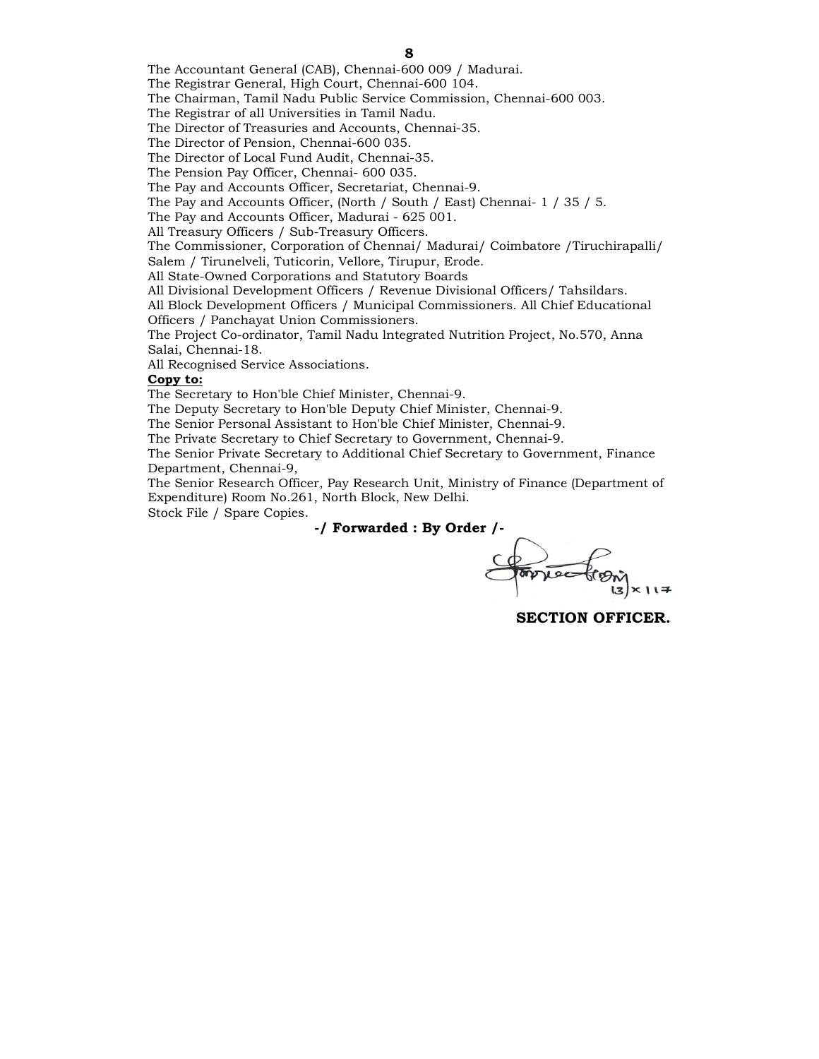The Accountant General (CAB), Chennai-600 009 / Madurai.
The Registrar General, High Court, Chennai-600 104.
The Chairman, Tamil Nadu Public Service Commission, Chennai-600 003.
The Registrar of all Universities in Tamil Nadu.
The Director of Treasuries and Accounts, Chennai-35.
The Director of Pension, Chennai-600 035.
The Director of Local Fund Audit, Chennai-35.
The Pension Pay Officer, Chennai- 600 035.
The Pay and Accounts Officer, Secretariat, Chennai-9.
The Pay and Accounts Officer, (North / South / East) Chennai- 1 / 35 / 5.
The Pay and Accounts Officer, Madurai - 625 001.
All Treasury Officers / Sub-Treasury Officers.
The Commissioner, Corporation of Chennai/ Madurai/ Coimbatore /Tiruchirapalli/ Salem / Tirunelveli, Tuticorin, Vellore, Tirupur, Erode.
All State-Owned Corporations and Statutory Boards
All Divisional Development Officers / Revenue Divisional Officers/ Tahsildars.
All Block Development Officers / Municipal Commissioners. All Chief Educational Officers / Panchayat Union Commissioners.
The Project Co-ordinator, Tamil Nadu lntegrated Nutrition Project, No.570, Anna Salai, Chennai-18.
All Recognised Service Associations.

**Copy to:**

The Secretary to Hon'ble Chief Minister, Chennai-9.
The Deputy Secretary to Hon'ble Deputy Chief Minister, Chennai-9.
The Senior Personal Assistant to Hon'ble Chief Minister, Chennai-9.
The Private Secretary to Chief Secretary to Government, Chennai-9.
The Senior Private Secretary to Additional Chief Secretary to Government, Finance Department, Chennai-9,
The Senior Research Officer, Pay Research Unit, Ministry of Finance (Department of Expenditure) Room No.261, North Block, New Delhi.
Stock File / Spare Copies.

**-/ Forwarded : By Order /-**

13/x/17

**SECTION OFFICER.**